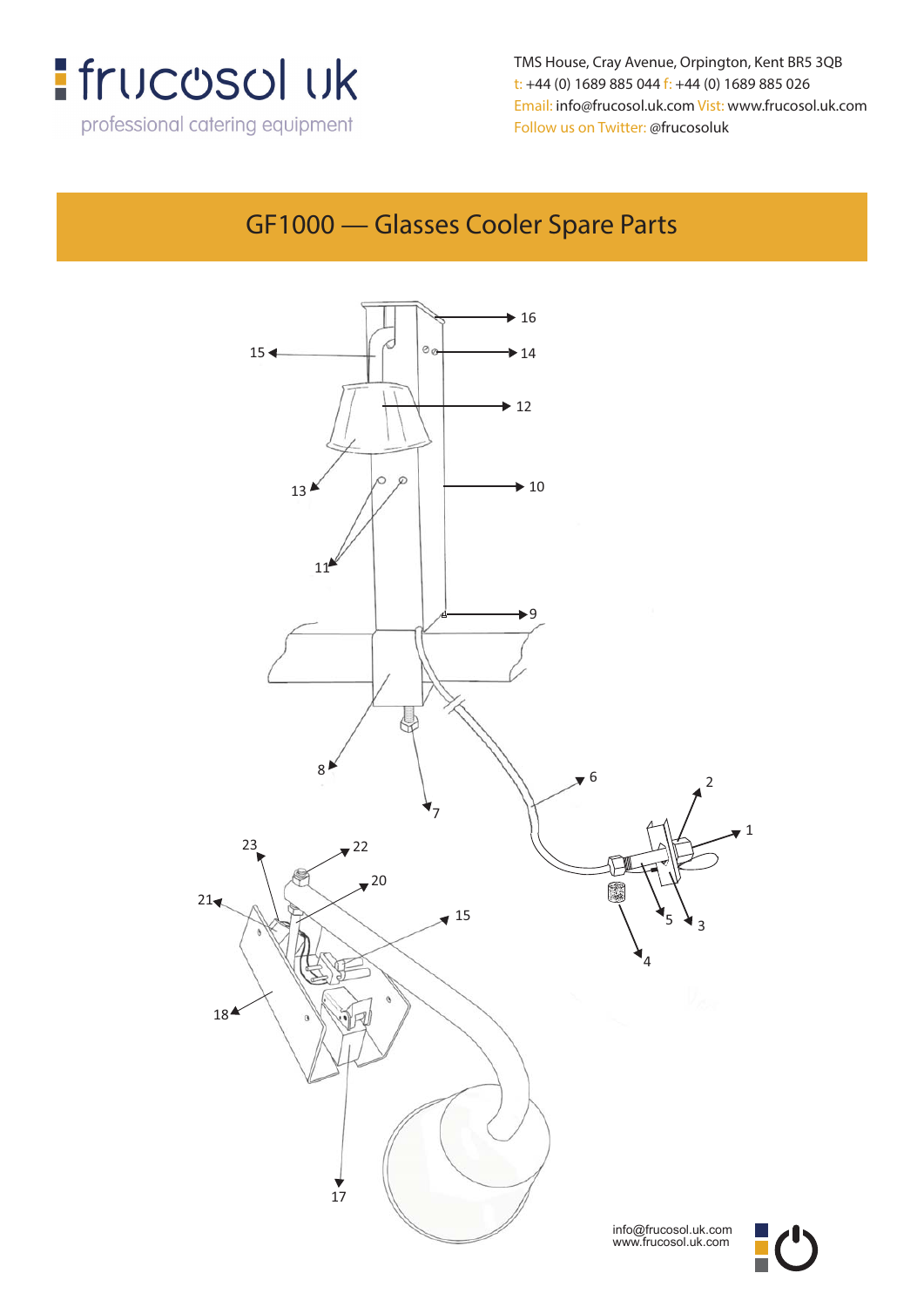frucosol uk

professional catering equipment

TMS House, Cray Avenue, Orpington, Kent BR5 3QB
t: +44 (0) 1689 885 044 f: +44 (0) 1689 885 026
Email: info@frucosol.uk.com Vist: www.frucosol.uk.com
Follow us on Twitter: @frucosoluk

# GF1000 — Glasses Cooler Spare Parts

16
15
14
12
13
10
11
9
8
7
6
2
1
23
22
20
21
15
5
3
4
18
17

info@frucosol.uk.com
www.frucosol.uk.com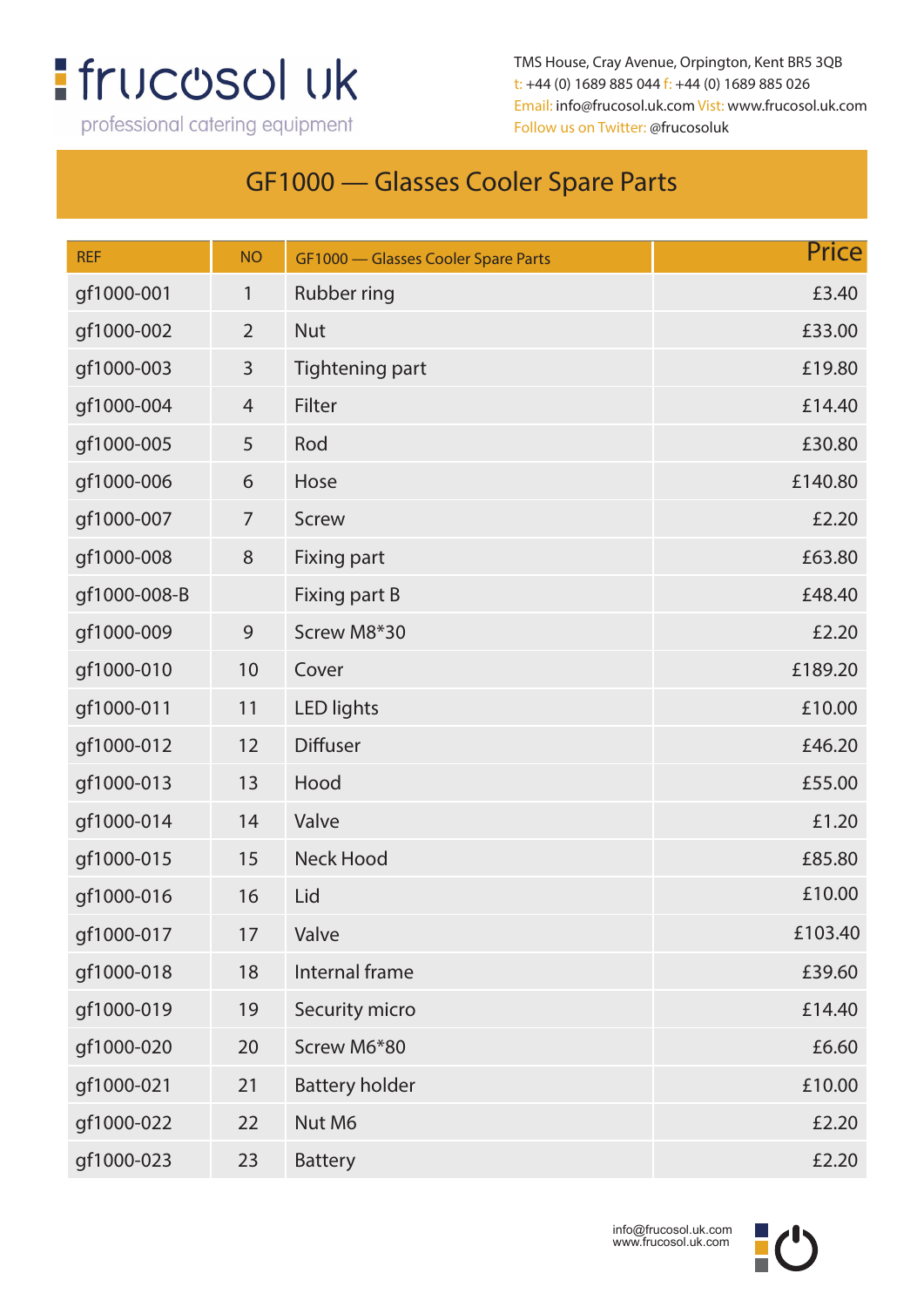frucosol uk
professional catering equipment

TMS House, Cray Avenue, Orpington, Kent BR5 3QB
t: +44 (0) 1689 885 044 f: +44 (0) 1689 885 026
Email: info@frucosol.uk.com Vist: www.frucosol.uk.com
Follow us on Twitter: @frucosoluk

# GF1000 — Glasses Cooler Spare Parts

| REF | NO | GF1000 — Glasses Cooler Spare Parts | Price |
|---|---|---|---|
| gf1000-001 | 1 | Rubber ring | £3.40 |
| gf1000-002 | 2 | Nut | £33.00 |
| gf1000-003 | 3 | Tightening part | £19.80 |
| gf1000-004 | 4 | Filter | £14.40 |
| gf1000-005 | 5 | Rod | £30.80 |
| gf1000-006 | 6 | Hose | £140.80 |
| gf1000-007 | 7 | Screw | £2.20 |
| gf1000-008 | 8 | Fixing part | £63.80 |
| gf1000-008-B | | Fixing part B | £48.40 |
| gf1000-009 | 9 | Screw M8*30 | £2.20 |
| gf1000-010 | 10 | Cover | £189.20 |
| gf1000-011 | 11 | LED lights | £10.00 |
| gf1000-012 | 12 | Diffuser | £46.20 |
| gf1000-013 | 13 | Hood | £55.00 |
| gf1000-014 | 14 | Valve | £1.20 |
| gf1000-015 | 15 | Neck Hood | £85.80 |
| gf1000-016 | 16 | Lid | £10.00 |
| gf1000-017 | 17 | Valve | £103.40 |
| gf1000-018 | 18 | Internal frame | £39.60 |
| gf1000-019 | 19 | Security micro | £14.40 |
| gf1000-020 | 20 | Screw M6*80 | £6.60 |
| gf1000-021 | 21 | Battery holder | £10.00 |
| gf1000-022 | 22 | Nut M6 | £2.20 |
| gf1000-023 | 23 | Battery | £2.20 |

info@frucosol.uk.com
www.frucosol.uk.com